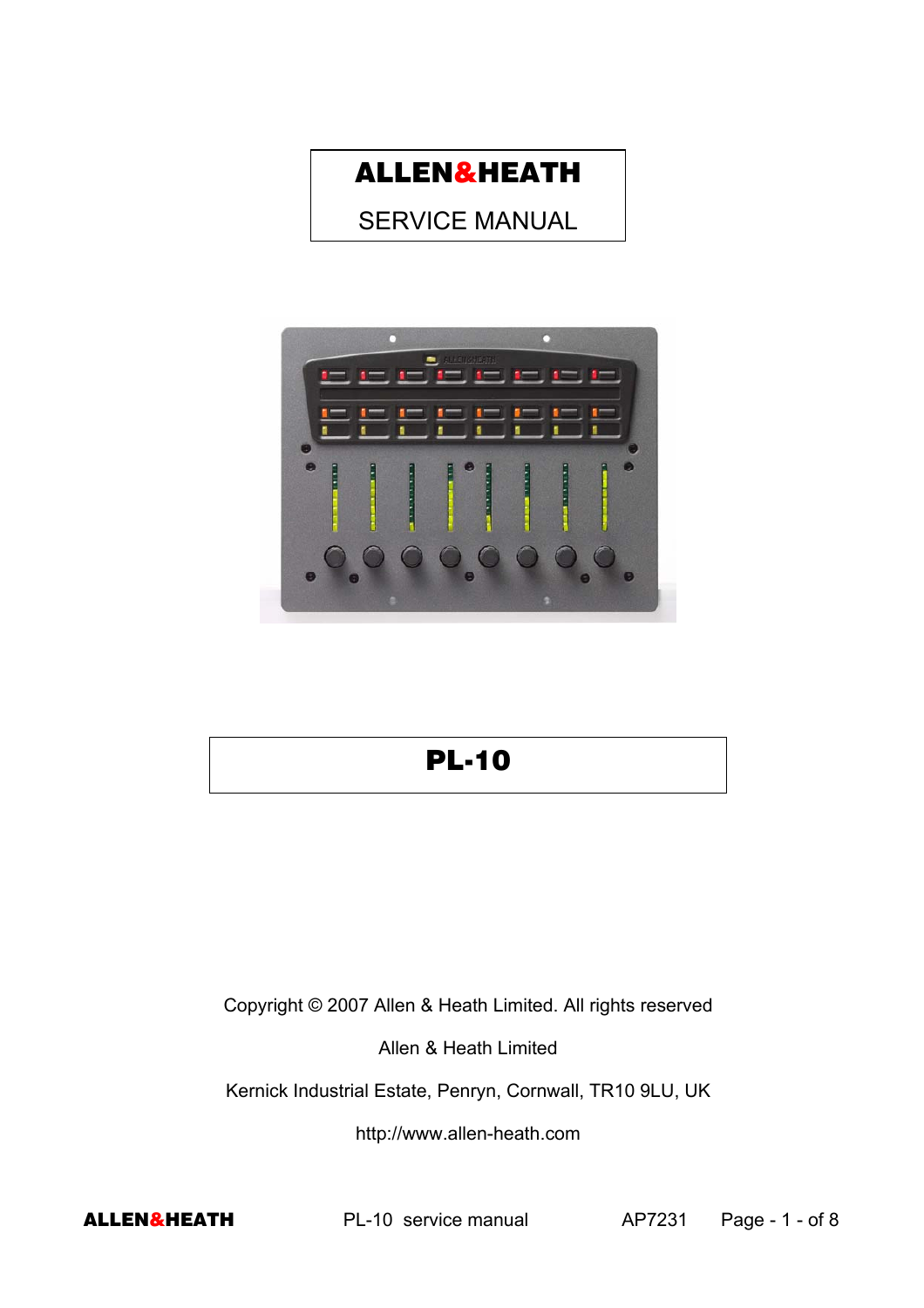# ALLEN&HEATH

## SERVICE MANUAL

# PL-10

Copyright © 2007 Allen & Heath Limited. All rights reserved

Allen & Heath Limited

Kernick Industrial Estate, Penryn, Cornwall, TR10 9LU, UK

http://www.allen-heath.com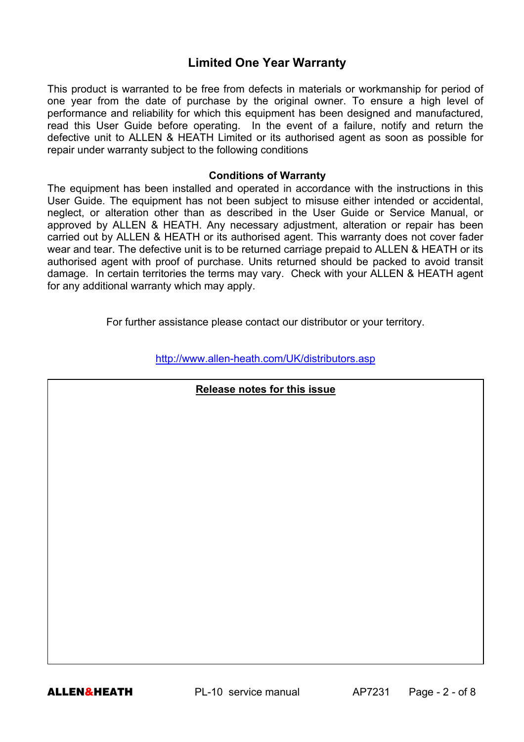## Limited One Year Warranty

This product is warranted to be free from defects in materials or workmanship for period of one year from the date of purchase by the original owner. To ensure a high level of performance and reliability for which this equipment has been designed and manufactured, read this User Guide before operating. In the event of a failure, notify and return the defective unit to ALLEN & HEATH Limited or its authorised agent as soon as possible for repair under warranty subject to the following conditions

### Conditions of Warranty

The equipment has been installed and operated in accordance with the instructions in this User Guide. The equipment has not been subject to misuse either intended or accidental, neglect, or alteration other than as described in the User Guide or Service Manual, or approved by ALLEN & HEATH. Any necessary adjustment, alteration or repair has been carried out by ALLEN & HEATH or its authorised agent. This warranty does not cover fader wear and tear. The defective unit is to be returned carriage prepaid to ALLEN & HEATH or its authorised agent with proof of purchase. Units returned should be packed to avoid transit damage. In certain territories the terms may vary. Check with your ALLEN & HEATH agent for any additional warranty which may apply.

For further assistance please contact our distributor or your territory.

http://www.allen-heath.com/UK/distributors.asp

**Release notes for this issue**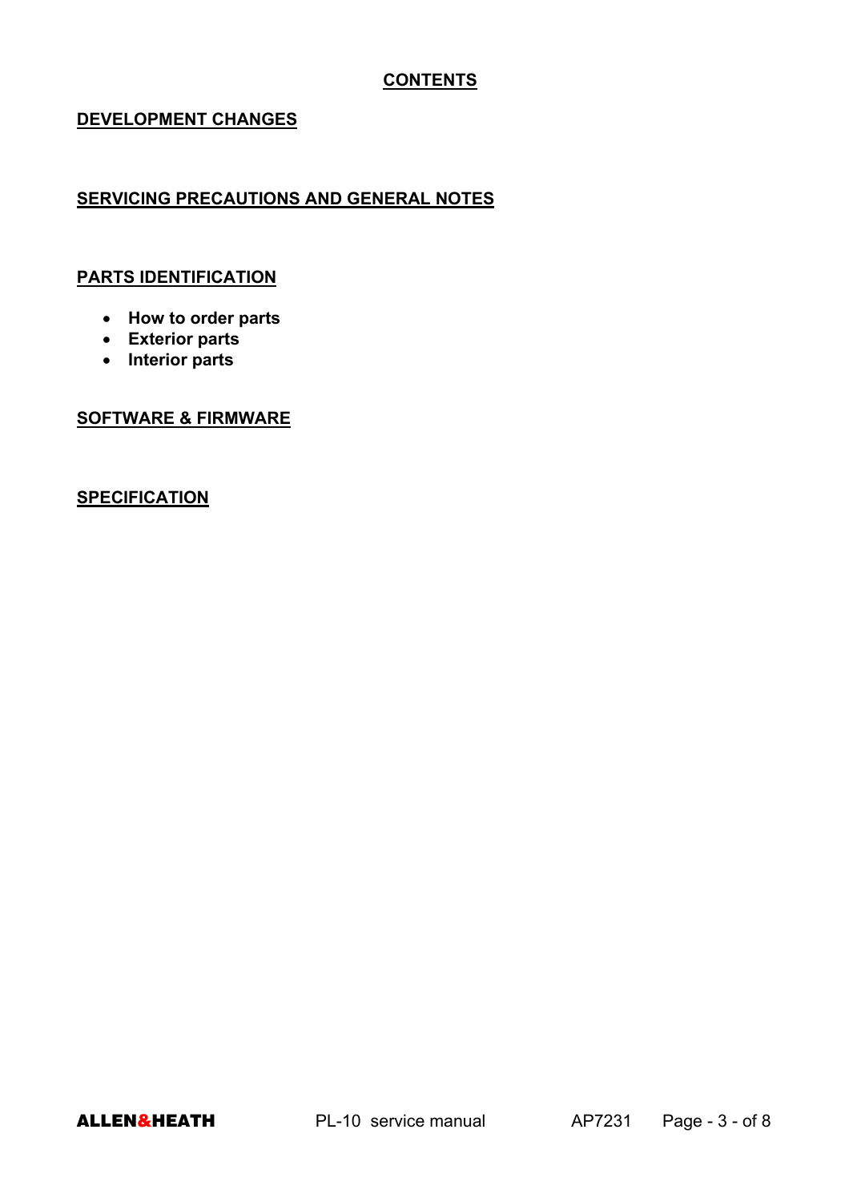# CONTENTS

## DEVELOPMENT CHANGES

## SERVICING PRECAUTIONS AND GENERAL NOTES

## PARTS IDENTIFICATION

- **How to order parts**
- **Exterior parts**
- **Interior parts**

## SOFTWARE & FIRMWARE

## SPECIFICATION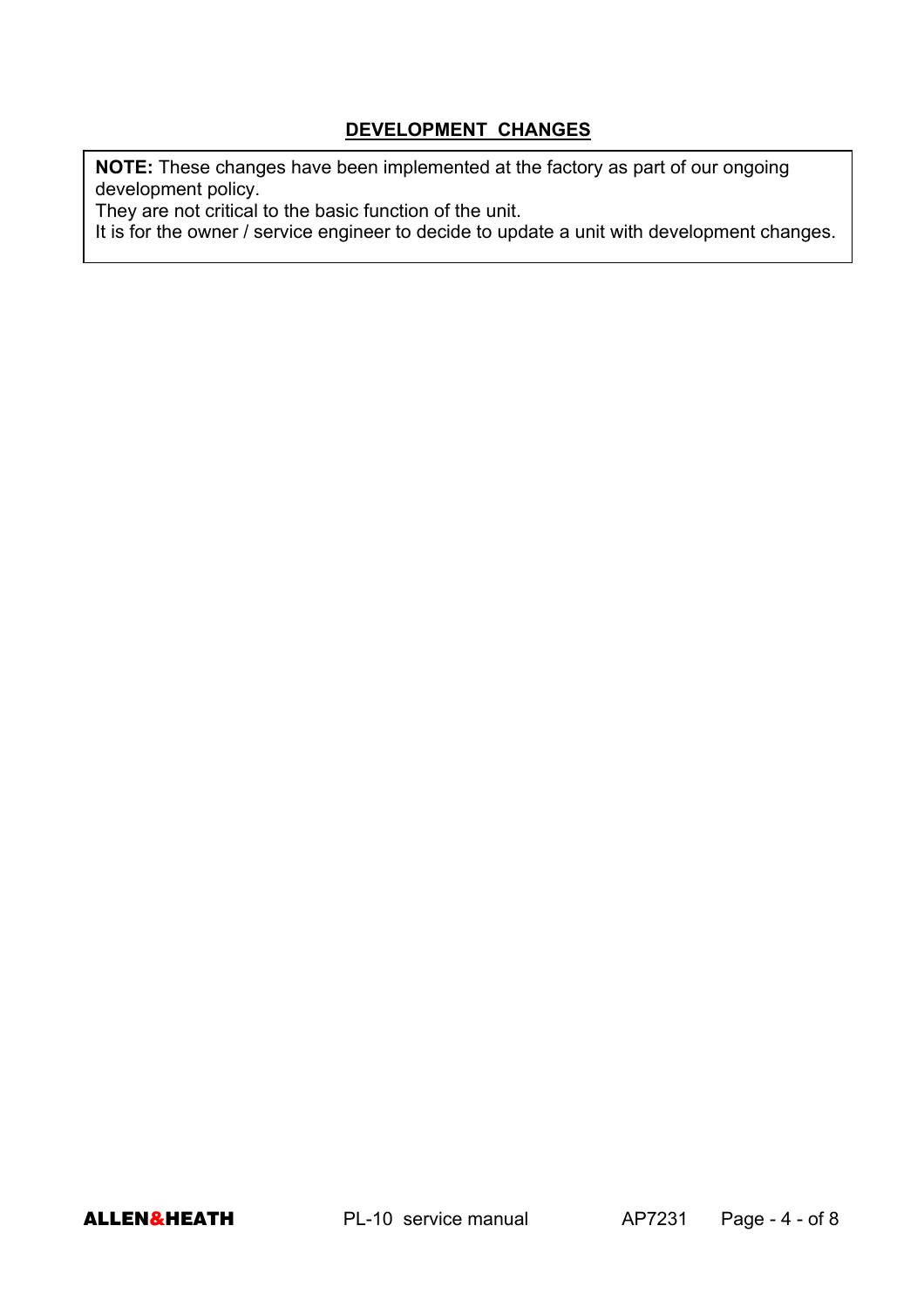## DEVELOPMENT CHANGES

**NOTE:** These changes have been implemented at the factory as part of our ongoing development policy.
They are not critical to the basic function of the unit.
It is for the owner / service engineer to decide to update a unit with development changes.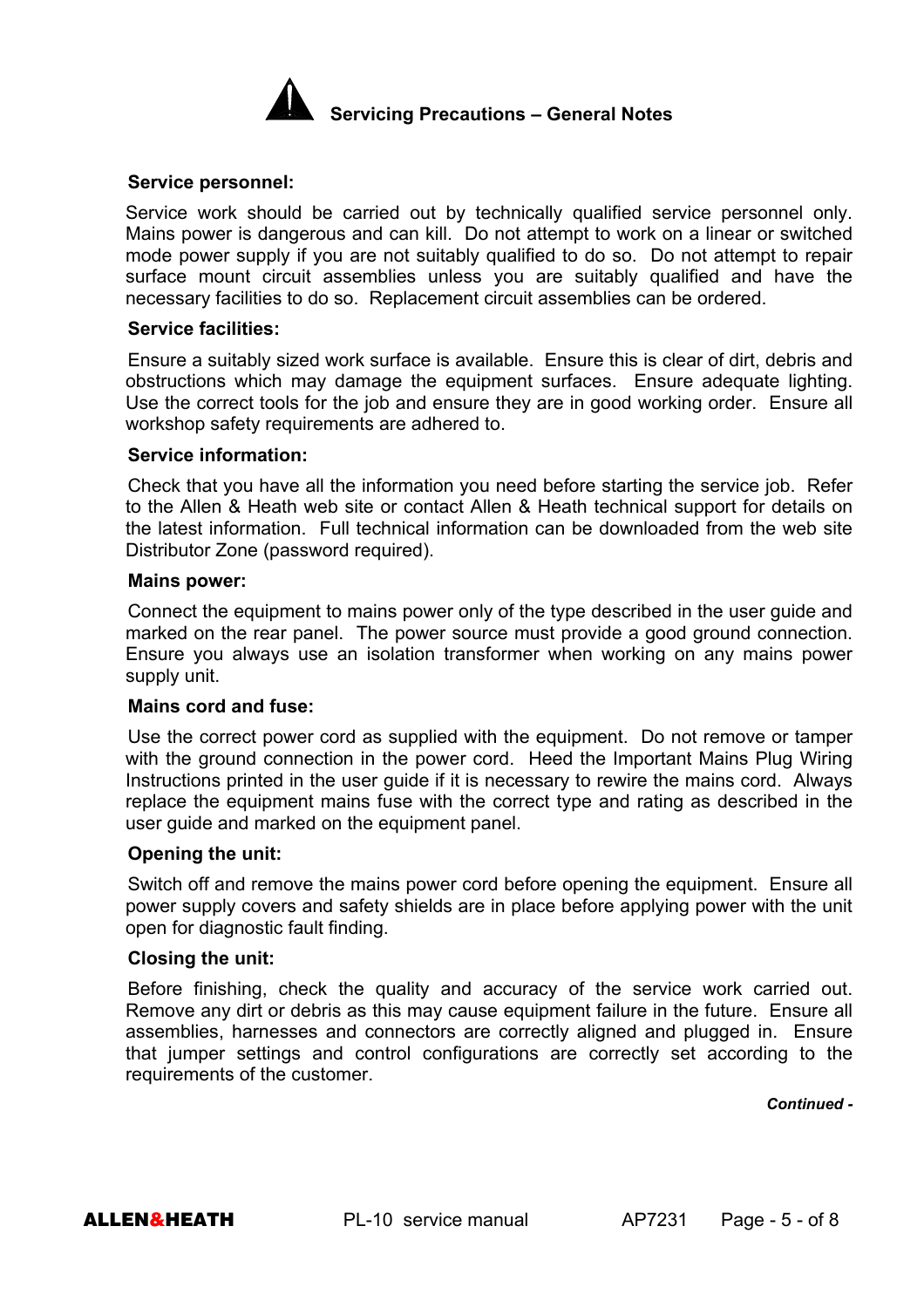## Servicing Precautions – General Notes

**Service personnel:**

Service work should be carried out by technically qualified service personnel only. Mains power is dangerous and can kill. Do not attempt to work on a linear or switched mode power supply if you are not suitably qualified to do so. Do not attempt to repair surface mount circuit assemblies unless you are suitably qualified and have the necessary facilities to do so. Replacement circuit assemblies can be ordered.

**Service facilities:**

Ensure a suitably sized work surface is available. Ensure this is clear of dirt, debris and obstructions which may damage the equipment surfaces. Ensure adequate lighting. Use the correct tools for the job and ensure they are in good working order. Ensure all workshop safety requirements are adhered to.

**Service information:**

Check that you have all the information you need before starting the service job. Refer to the Allen & Heath web site or contact Allen & Heath technical support for details on the latest information. Full technical information can be downloaded from the web site Distributor Zone (password required).

**Mains power:**

Connect the equipment to mains power only of the type described in the user guide and marked on the rear panel. The power source must provide a good ground connection. Ensure you always use an isolation transformer when working on any mains power supply unit.

**Mains cord and fuse:**

Use the correct power cord as supplied with the equipment. Do not remove or tamper with the ground connection in the power cord. Heed the Important Mains Plug Wiring Instructions printed in the user guide if it is necessary to rewire the mains cord. Always replace the equipment mains fuse with the correct type and rating as described in the user guide and marked on the equipment panel.

**Opening the unit:**

Switch off and remove the mains power cord before opening the equipment. Ensure all power supply covers and safety shields are in place before applying power with the unit open for diagnostic fault finding.

**Closing the unit:**

Before finishing, check the quality and accuracy of the service work carried out. Remove any dirt or debris as this may cause equipment failure in the future. Ensure all assemblies, harnesses and connectors are correctly aligned and plugged in. Ensure that jumper settings and control configurations are correctly set according to the requirements of the customer.

***Continued -***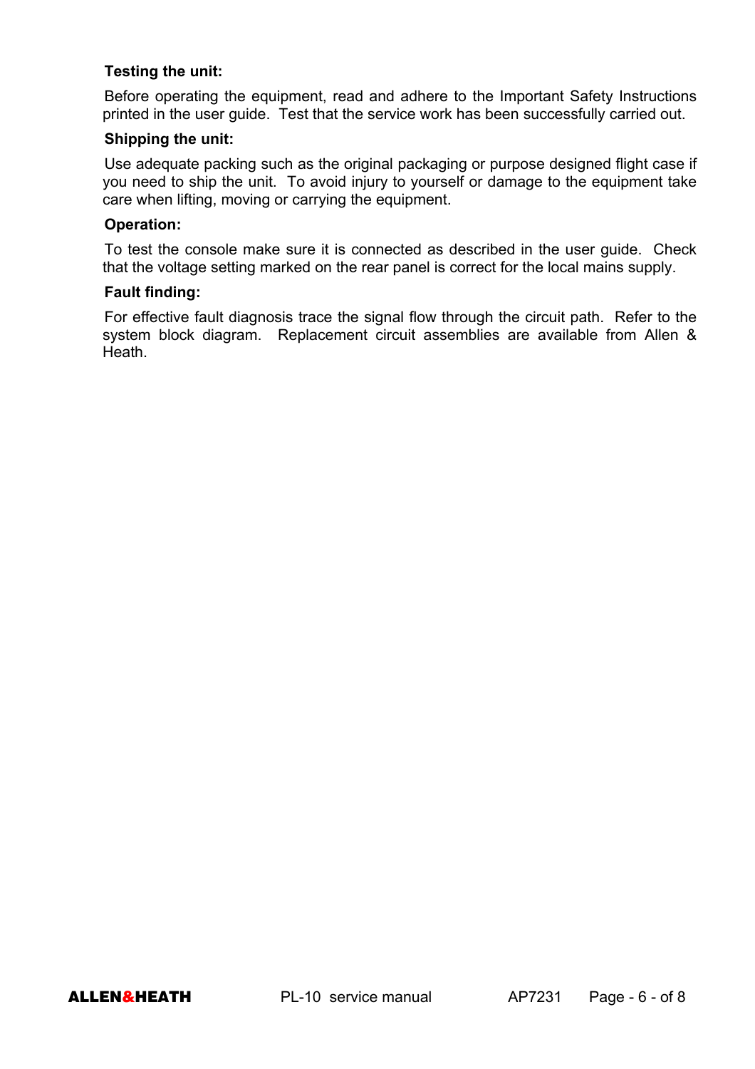**Testing the unit:**

Before operating the equipment, read and adhere to the Important Safety Instructions printed in the user guide. Test that the service work has been successfully carried out.

**Shipping the unit:**

Use adequate packing such as the original packaging or purpose designed flight case if you need to ship the unit. To avoid injury to yourself or damage to the equipment take care when lifting, moving or carrying the equipment.

**Operation:**

To test the console make sure it is connected as described in the user guide. Check that the voltage setting marked on the rear panel is correct for the local mains supply.

**Fault finding:**

For effective fault diagnosis trace the signal flow through the circuit path. Refer to the system block diagram. Replacement circuit assemblies are available from Allen & Heath.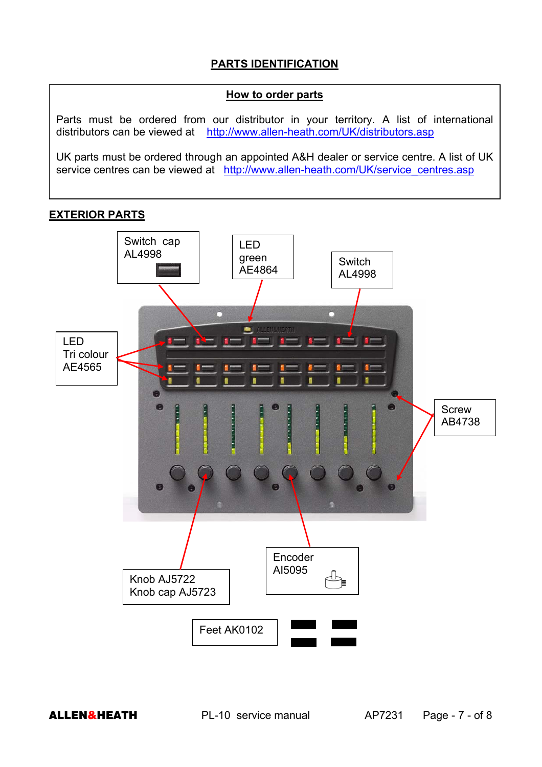## PARTS IDENTIFICATION

### How to order parts

Parts must be ordered from our distributor in your territory. A list of international distributors can be viewed at http://www.allen-heath.com/UK/distributors.asp

UK parts must be ordered through an appointed A&H dealer or service centre. A list of UK service centres can be viewed at http://www.allen-heath.com/UK/service_centres.asp

## EXTERIOR PARTS

Switch cap AL4998

LED green AE4864

Switch AL4998

LED Tri colour AE4565

Screw AB4738

Knob AJ5722
Knob cap AJ5723

Encoder AI5095

Feet AK0102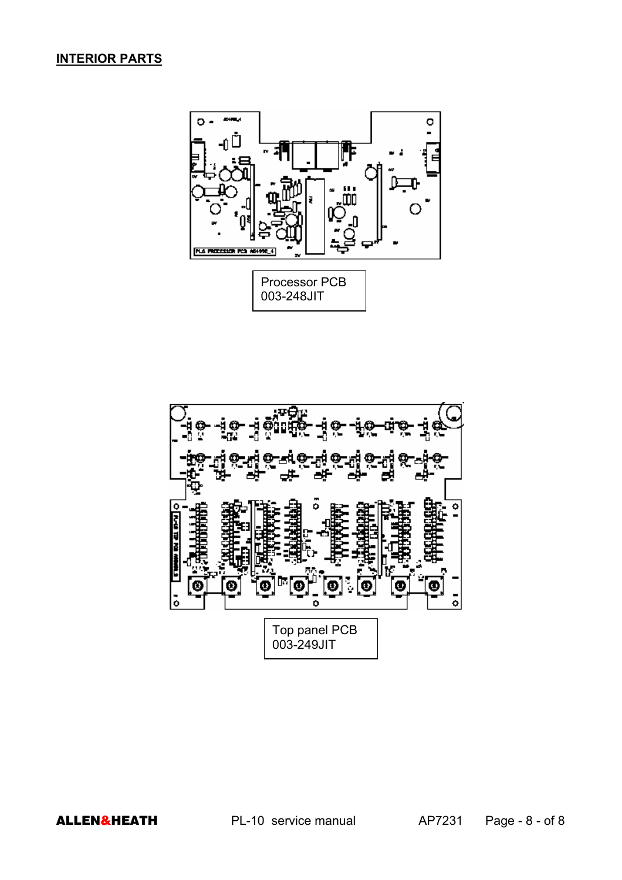## INTERIOR PARTS

Processor PCB
003-248JIT

Top panel PCB
003-249JIT